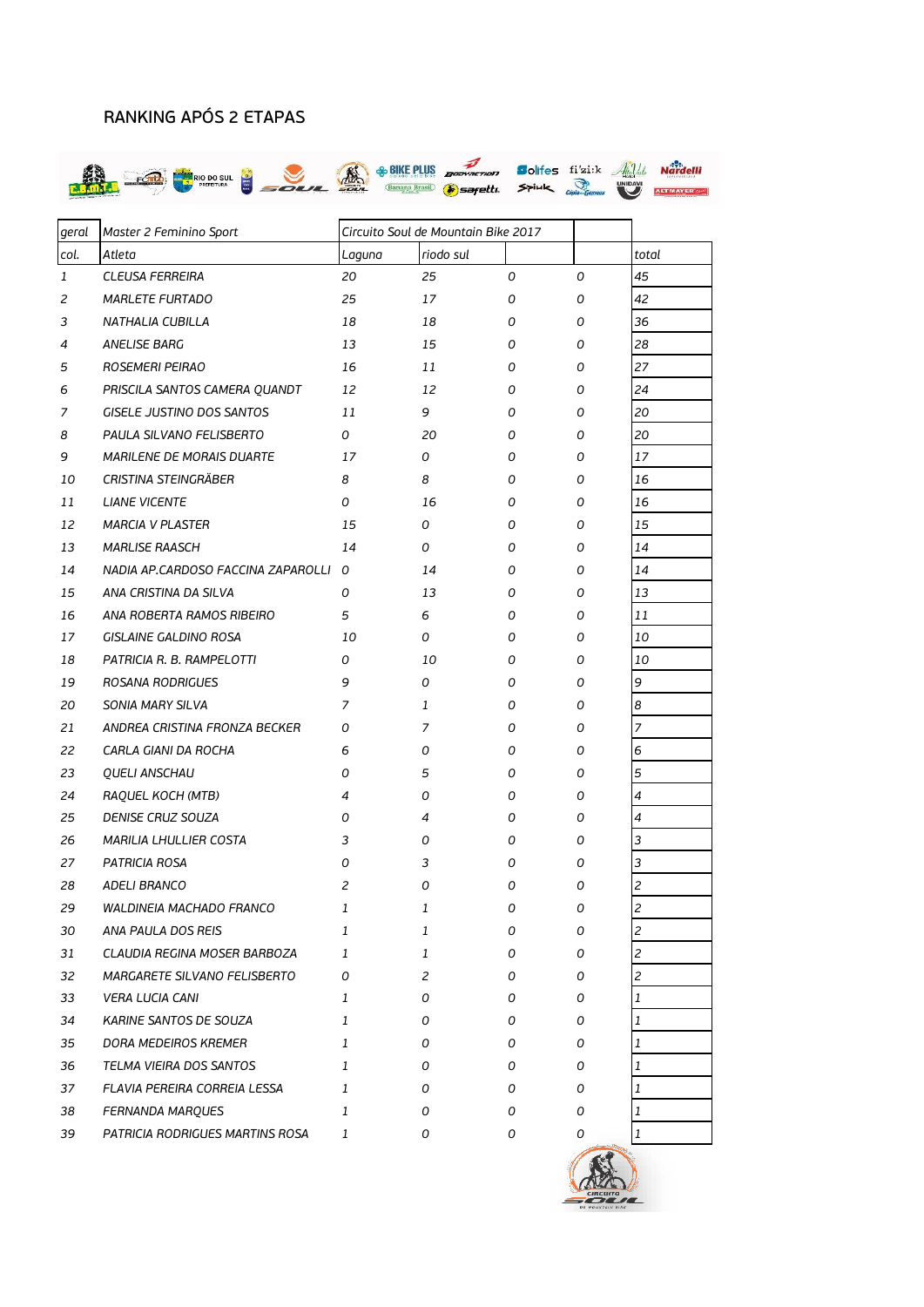# RANKING APÓS 2 ETAPAS

| geral | Master 2 Feminino Sport | Circuito Soul de Mountain Bike 2017 | | | | |
|---|---|---|---|---|---|---|
| col. | Atleta | Laguna | riodo sul | | | total |
| 1 | CLEUSA FERREIRA | 20 | 25 | 0 | 0 | 45 |
| 2 | MARLETE FURTADO | 25 | 17 | 0 | 0 | 42 |
| 3 | NATHALIA CUBILLA | 18 | 18 | 0 | 0 | 36 |
| 4 | ANELISE BARG | 13 | 15 | 0 | 0 | 28 |
| 5 | ROSEMERI PEIRAO | 16 | 11 | 0 | 0 | 27 |
| 6 | PRISCILA SANTOS CAMERA QUANDT | 12 | 12 | 0 | 0 | 24 |
| 7 | GISELE JUSTINO DOS SANTOS | 11 | 9 | 0 | 0 | 20 |
| 8 | PAULA SILVANO FELISBERTO | 0 | 20 | 0 | 0 | 20 |
| 9 | MARILENE DE MORAIS DUARTE | 17 | 0 | 0 | 0 | 17 |
| 10 | CRISTINA STEINGRÄBER | 8 | 8 | 0 | 0 | 16 |
| 11 | LIANE VICENTE | 0 | 16 | 0 | 0 | 16 |
| 12 | MARCIA V PLASTER | 15 | 0 | 0 | 0 | 15 |
| 13 | MARLISE RAASCH | 14 | 0 | 0 | 0 | 14 |
| 14 | NADIA AP.CARDOSO FACCINA ZAPAROLLI | 0 | 14 | 0 | 0 | 14 |
| 15 | ANA CRISTINA DA SILVA | 0 | 13 | 0 | 0 | 13 |
| 16 | ANA ROBERTA RAMOS RIBEIRO | 5 | 6 | 0 | 0 | 11 |
| 17 | GISLAINE GALDINO ROSA | 10 | 0 | 0 | 0 | 10 |
| 18 | PATRICIA R. B. RAMPELOTTI | 0 | 10 | 0 | 0 | 10 |
| 19 | ROSANA RODRIGUES | 9 | 0 | 0 | 0 | 9 |
| 20 | SONIA MARY SILVA | 7 | 1 | 0 | 0 | 8 |
| 21 | ANDREA CRISTINA FRONZA BECKER | 0 | 7 | 0 | 0 | 7 |
| 22 | CARLA GIANI DA ROCHA | 6 | 0 | 0 | 0 | 6 |
| 23 | QUELI ANSCHAU | 0 | 5 | 0 | 0 | 5 |
| 24 | RAQUEL KOCH (MTB) | 4 | 0 | 0 | 0 | 4 |
| 25 | DENISE CRUZ SOUZA | 0 | 4 | 0 | 0 | 4 |
| 26 | MARILIA LHULLIER COSTA | 3 | 0 | 0 | 0 | 3 |
| 27 | PATRICIA ROSA | 0 | 3 | 0 | 0 | 3 |
| 28 | ADELI BRANCO | 2 | 0 | 0 | 0 | 2 |
| 29 | WALDINEIA MACHADO FRANCO | 1 | 1 | 0 | 0 | 2 |
| 30 | ANA PAULA DOS REIS | 1 | 1 | 0 | 0 | 2 |
| 31 | CLAUDIA REGINA MOSER BARBOZA | 1 | 1 | 0 | 0 | 2 |
| 32 | MARGARETE SILVANO FELISBERTO | 0 | 2 | 0 | 0 | 2 |
| 33 | VERA LUCIA CANI | 1 | 0 | 0 | 0 | 1 |
| 34 | KARINE SANTOS DE SOUZA | 1 | 0 | 0 | 0 | 1 |
| 35 | DORA MEDEIROS KREMER | 1 | 0 | 0 | 0 | 1 |
| 36 | TELMA VIEIRA DOS SANTOS | 1 | 0 | 0 | 0 | 1 |
| 37 | FLAVIA PEREIRA CORREIA LESSA | 1 | 0 | 0 | 0 | 1 |
| 38 | FERNANDA MARQUES | 1 | 0 | 0 | 0 | 1 |
| 39 | PATRICIA RODRIGUES MARTINS ROSA | 1 | 0 | 0 | 0 | 1 |